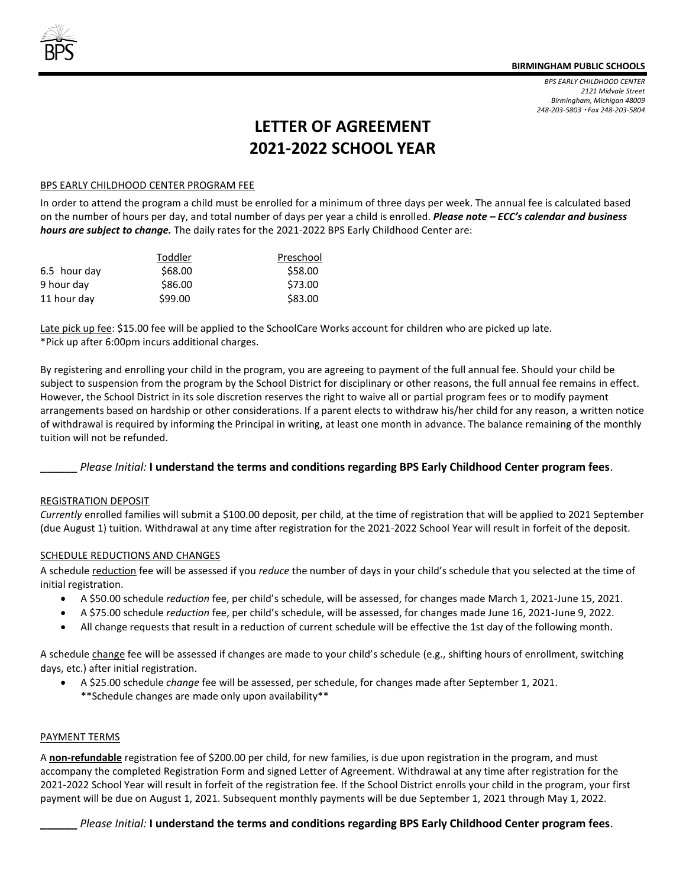**BIRMINGHAM PUBLIC SCHOOLS**

*BPS EARLY CHILDHOOD CENTER*
*2121 Midvale Street*
*Birmingham, Michigan 48009*
*248-203-5803 • Fax 248-203-5804*

# LETTER OF AGREEMENT
# 2021-2022 SCHOOL YEAR

BPS EARLY CHILDHOOD CENTER PROGRAM FEE

In order to attend the program a child must be enrolled for a minimum of three days per week. The annual fee is calculated based on the number of hours per day, and total number of days per year a child is enrolled. ***Please note – ECC's calendar and business hours are subject to change.*** The daily rates for the 2021-2022 BPS Early Childhood Center are:

| | Toddler | Preschool |
|---|---|---|
| 6.5 hour day | $68.00 | $58.00 |
| 9 hour day | $86.00 | $73.00 |
| 11 hour day | $99.00 | $83.00 |

Late pick up fee: $15.00 fee will be applied to the SchoolCare Works account for children who are picked up late.
*Pick up after 6:00pm incurs additional charges.

By registering and enrolling your child in the program, you are agreeing to payment of the full annual fee. Should your child be subject to suspension from the program by the School District for disciplinary or other reasons, the full annual fee remains in effect. However, the School District in its sole discretion reserves the right to waive all or partial program fees or to modify payment arrangements based on hardship or other considerations. If a parent elects to withdraw his/her child for any reason, a written notice of withdrawal is required by informing the Principal in writing, at least one month in advance. The balance remaining of the monthly tuition will not be refunded.

**______** *Please Initial:* **I understand the terms and conditions regarding BPS Early Childhood Center program fees**.

REGISTRATION DEPOSIT

*Currently* enrolled families will submit a $100.00 deposit, per child, at the time of registration that will be applied to 2021 September (due August 1) tuition. Withdrawal at any time after registration for the 2021-2022 School Year will result in forfeit of the deposit.

SCHEDULE REDUCTIONS AND CHANGES

A schedule reduction fee will be assessed if you *reduce* the number of days in your child's schedule that you selected at the time of initial registration.

- A $50.00 schedule *reduction* fee, per child's schedule, will be assessed, for changes made March 1, 2021-June 15, 2021.
- A $75.00 schedule *reduction* fee, per child's schedule, will be assessed, for changes made June 16, 2021-June 9, 2022.
- All change requests that result in a reduction of current schedule will be effective the 1st day of the following month.

A schedule change fee will be assessed if changes are made to your child's schedule (e.g., shifting hours of enrollment, switching days, etc.) after initial registration.

- A $25.00 schedule *change* fee will be assessed, per schedule, for changes made after September 1, 2021.
  **Schedule changes are made only upon availability**

PAYMENT TERMS

A **non-refundable** registration fee of $200.00 per child, for new families, is due upon registration in the program, and must accompany the completed Registration Form and signed Letter of Agreement. Withdrawal at any time after registration for the 2021-2022 School Year will result in forfeit of the registration fee. If the School District enrolls your child in the program, your first payment will be due on August 1, 2021. Subsequent monthly payments will be due September 1, 2021 through May 1, 2022.

**______** *Please Initial:* **I understand the terms and conditions regarding BPS Early Childhood Center program fees**.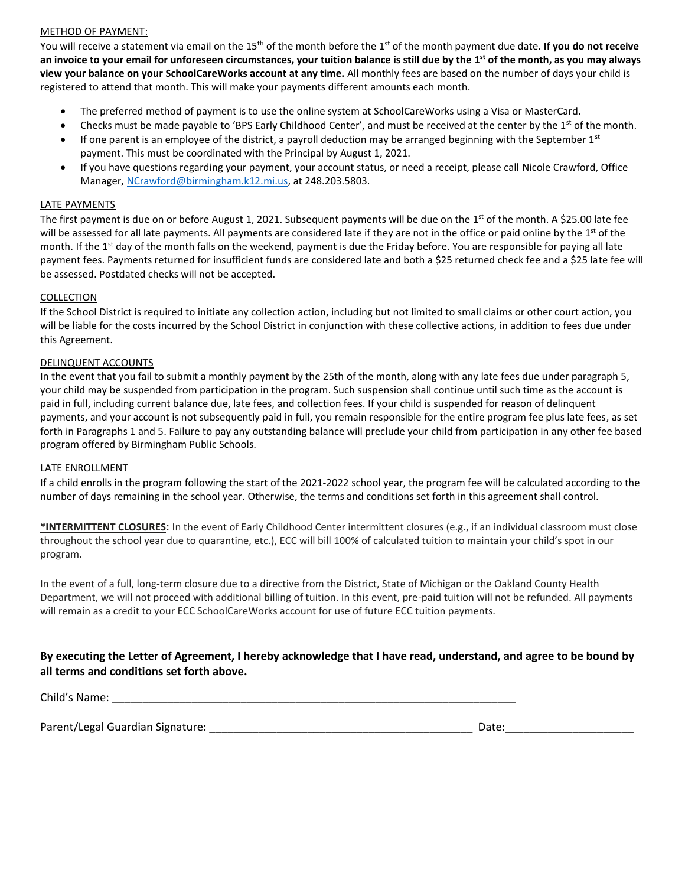METHOD OF PAYMENT:

You will receive a statement via email on the 15th of the month before the 1st of the month payment due date. **If you do not receive an invoice to your email for unforeseen circumstances, your tuition balance is still due by the 1st of the month, as you may always view your balance on your SchoolCareWorks account at any time.** All monthly fees are based on the number of days your child is registered to attend that month. This will make your payments different amounts each month.

- The preferred method of payment is to use the online system at SchoolCareWorks using a Visa or MasterCard.
- Checks must be made payable to 'BPS Early Childhood Center', and must be received at the center by the 1st of the month.
- If one parent is an employee of the district, a payroll deduction may be arranged beginning with the September 1st payment. This must be coordinated with the Principal by August 1, 2021.
- If you have questions regarding your payment, your account status, or need a receipt, please call Nicole Crawford, Office Manager, NCrawford@birmingham.k12.mi.us, at 248.203.5803.

LATE PAYMENTS

The first payment is due on or before August 1, 2021. Subsequent payments will be due on the 1st of the month. A $25.00 late fee will be assessed for all late payments. All payments are considered late if they are not in the office or paid online by the 1st of the month. If the 1st day of the month falls on the weekend, payment is due the Friday before. You are responsible for paying all late payment fees. Payments returned for insufficient funds are considered late and both a $25 returned check fee and a $25 late fee will be assessed. Postdated checks will not be accepted.

COLLECTION

If the School District is required to initiate any collection action, including but not limited to small claims or other court action, you will be liable for the costs incurred by the School District in conjunction with these collective actions, in addition to fees due under this Agreement.

DELINQUENT ACCOUNTS

In the event that you fail to submit a monthly payment by the 25th of the month, along with any late fees due under paragraph 5, your child may be suspended from participation in the program. Such suspension shall continue until such time as the account is paid in full, including current balance due, late fees, and collection fees. If your child is suspended for reason of delinquent payments, and your account is not subsequently paid in full, you remain responsible for the entire program fee plus late fees, as set forth in Paragraphs 1 and 5. Failure to pay any outstanding balance will preclude your child from participation in any other fee based program offered by Birmingham Public Schools.

LATE ENROLLMENT

If a child enrolls in the program following the start of the 2021-2022 school year, the program fee will be calculated according to the number of days remaining in the school year. Otherwise, the terms and conditions set forth in this agreement shall control.

**\*INTERMITTENT CLOSURES:** In the event of Early Childhood Center intermittent closures (e.g., if an individual classroom must close throughout the school year due to quarantine, etc.), ECC will bill 100% of calculated tuition to maintain your child's spot in our program.

In the event of a full, long-term closure due to a directive from the District, State of Michigan or the Oakland County Health Department, we will not proceed with additional billing of tuition. In this event, pre-paid tuition will not be refunded. All payments will remain as a credit to your ECC SchoolCareWorks account for use of future ECC tuition payments.

**By executing the Letter of Agreement, I hereby acknowledge that I have read, understand, and agree to be bound by all terms and conditions set forth above.**

Child's Name: ____________________________________________________________________

Parent/Legal Guardian Signature: ____________________________________________ Date:____________________